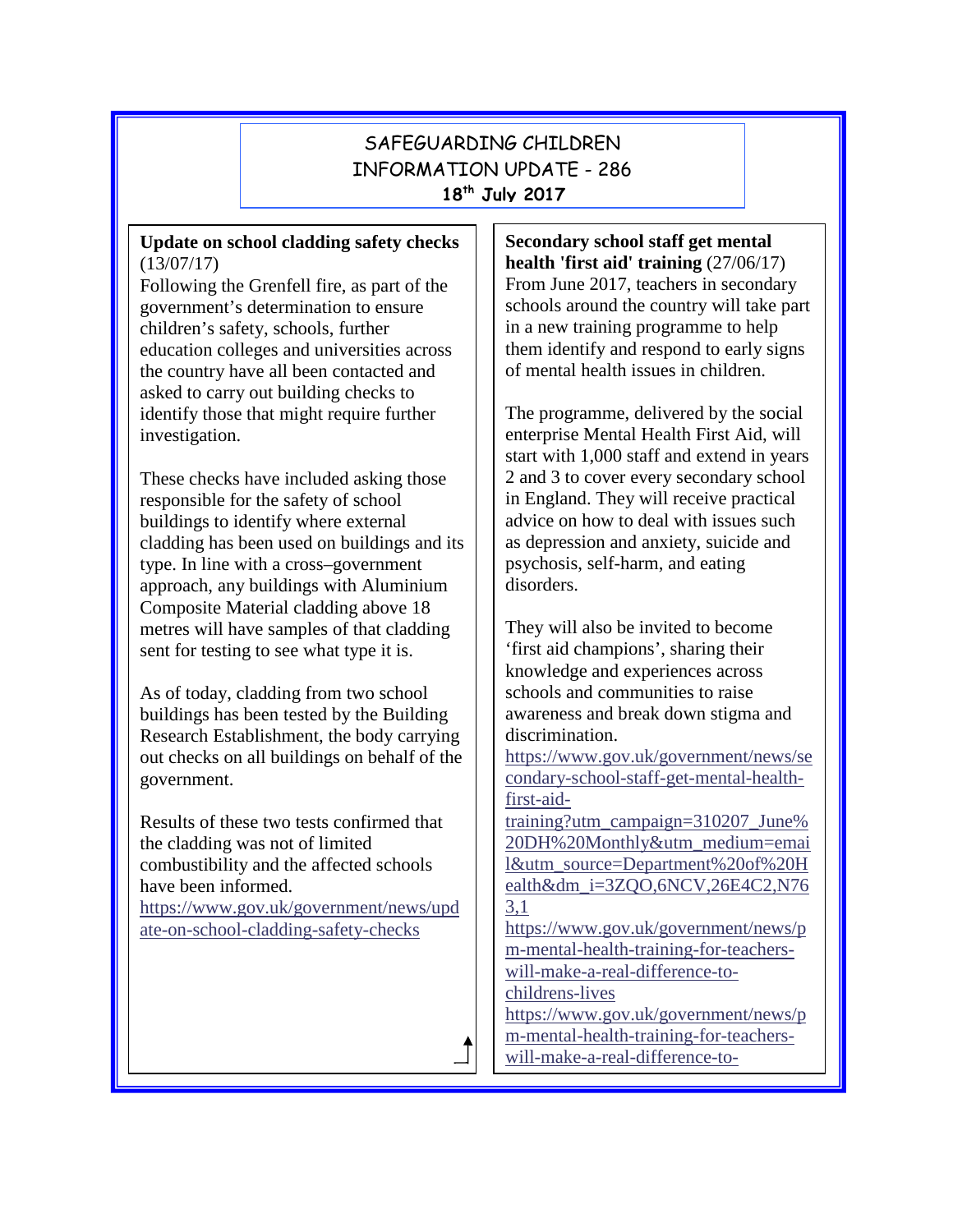# SAFEGUARDING CHILDREN INFORMATION UPDATE - 286

**18th July 2017**

**Update on school cladding safety checks** (13/07/17)

Following the Grenfell fire, as part of the government's determination to ensure children's safety, schools, further education colleges and universities across the country have all been contacted and asked to carry out building checks to identify those that might require further investigation.

These checks have included asking those responsible for the safety of school buildings to identify where external cladding has been used on buildings and its type. In line with a cross–government approach, any buildings with Aluminium Composite Material cladding above 18 metres will have samples of that cladding sent for testing to see what type it is.

As of today, cladding from two school buildings has been tested by the Building Research Establishment, the body carrying out checks on all buildings on behalf of the government.

Results of these two tests confirmed that the cladding was not of limited combustibility and the affected schools have been informed.

https://www.gov.uk/government/news/update-on-school-cladding-safety-checks

**Secondary school staff get mental health 'first aid' training** (27/06/17)

From June 2017, teachers in secondary schools around the country will take part in a new training programme to help them identify and respond to early signs of mental health issues in children.

The programme, delivered by the social enterprise Mental Health First Aid, will start with 1,000 staff and extend in years 2 and 3 to cover every secondary school in England. They will receive practical advice on how to deal with issues such as depression and anxiety, suicide and psychosis, self-harm, and eating disorders.

They will also be invited to become 'first aid champions', sharing their knowledge and experiences across schools and communities to raise awareness and break down stigma and discrimination.

https://www.gov.uk/government/news/secondary-school-staff-get-mental-health-first-aid-training?utm_campaign=310207_June%20DH%20Monthly&utm_medium=email&utm_source=Department%20of%20Health&dm_i=3ZQO,6NCV,26E4C2,N763,1

https://www.gov.uk/government/news/pm-mental-health-training-for-teachers-will-make-a-real-difference-to-childrens-lives

https://www.gov.uk/government/news/pm-mental-health-training-for-teachers-will-make-a-real-difference-to-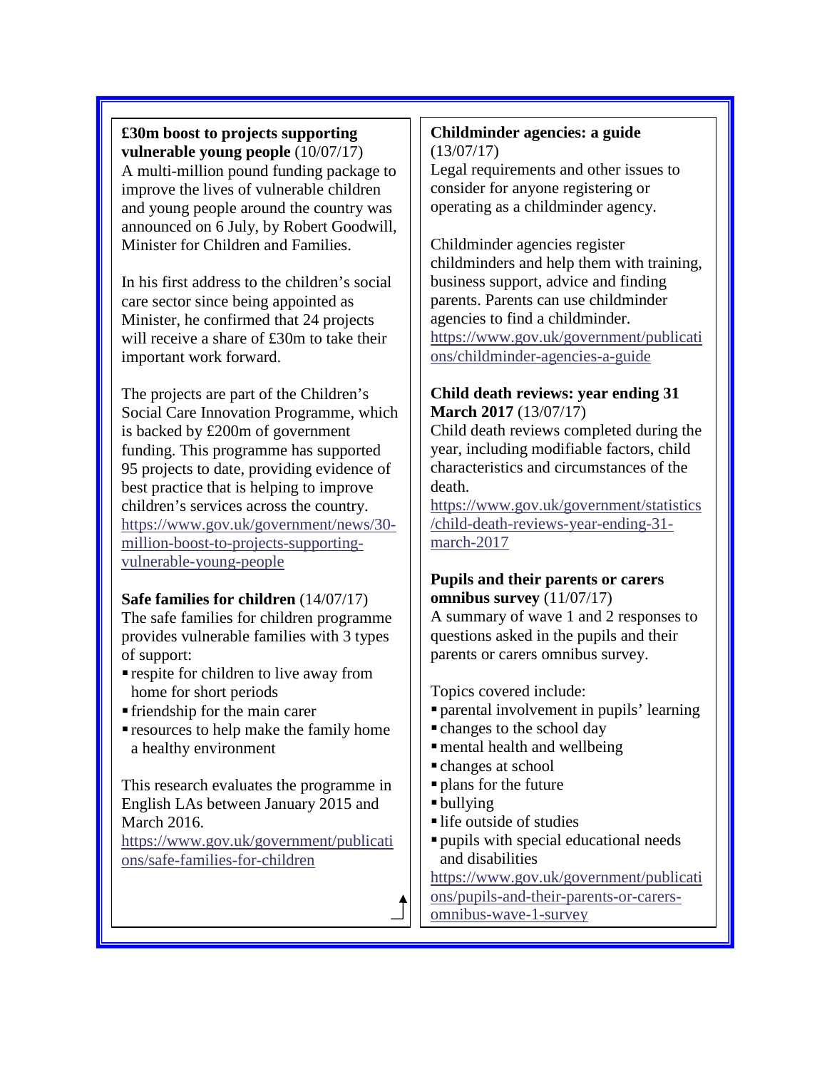**£30m boost to projects supporting vulnerable young people** (10/07/17)
A multi-million pound funding package to improve the lives of vulnerable children and young people around the country was announced on 6 July, by Robert Goodwill, Minister for Children and Families.

In his first address to the children's social care sector since being appointed as Minister, he confirmed that 24 projects will receive a share of £30m to take their important work forward.

The projects are part of the Children's Social Care Innovation Programme, which is backed by £200m of government funding. This programme has supported 95 projects to date, providing evidence of best practice that is helping to improve children's services across the country.
https://www.gov.uk/government/news/30-million-boost-to-projects-supporting-vulnerable-young-people

**Safe families for children** (14/07/17)
The safe families for children programme provides vulnerable families with 3 types of support:

- respite for children to live away from home for short periods
- friendship for the main carer
- resources to help make the family home a healthy environment

This research evaluates the programme in English LAs between January 2015 and March 2016.
https://www.gov.uk/government/publications/safe-families-for-children

**Childminder agencies: a guide** (13/07/17)
Legal requirements and other issues to consider for anyone registering or operating as a childminder agency.

Childminder agencies register childminders and help them with training, business support, advice and finding parents. Parents can use childminder agencies to find a childminder.
https://www.gov.uk/government/publications/childminder-agencies-a-guide

**Child death reviews: year ending 31 March 2017** (13/07/17)
Child death reviews completed during the year, including modifiable factors, child characteristics and circumstances of the death.
https://www.gov.uk/government/statistics/child-death-reviews-year-ending-31-march-2017

**Pupils and their parents or carers omnibus survey** (11/07/17)
A summary of wave 1 and 2 responses to questions asked in the pupils and their parents or carers omnibus survey.

Topics covered include:

- parental involvement in pupils' learning
- changes to the school day
- mental health and wellbeing
- changes at school
- plans for the future
- bullying
- life outside of studies
- pupils with special educational needs and disabilities

https://www.gov.uk/government/publications/pupils-and-their-parents-or-carers-omnibus-wave-1-survey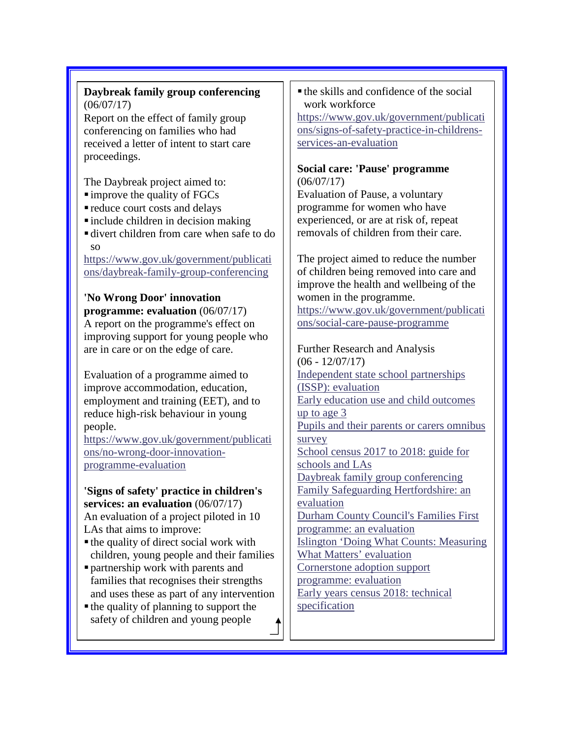**Daybreak family group conferencing** (06/07/17)
Report on the effect of family group conferencing on families who had received a letter of intent to start care proceedings.

The Daybreak project aimed to:

- improve the quality of FGCs
- reduce court costs and delays
- include children in decision making
- divert children from care when safe to do so

https://www.gov.uk/government/publications/daybreak-family-group-conferencing

**'No Wrong Door' innovation programme: evaluation** (06/07/17)
A report on the programme's effect on improving support for young people who are in care or on the edge of care.

Evaluation of a programme aimed to improve accommodation, education, employment and training (EET), and to reduce high-risk behaviour in young people.
https://www.gov.uk/government/publications/no-wrong-door-innovation-programme-evaluation

**'Signs of safety' practice in children's services: an evaluation** (06/07/17)
An evaluation of a project piloted in 10 LAs that aims to improve:

- the quality of direct social work with children, young people and their families
- partnership work with parents and families that recognises their strengths and uses these as part of any intervention
- the quality of planning to support the safety of children and young people
- the skills and confidence of the social work workforce

https://www.gov.uk/government/publications/signs-of-safety-practice-in-childrens-services-an-evaluation

**Social care: 'Pause' programme** (06/07/17)
Evaluation of Pause, a voluntary programme for women who have experienced, or are at risk of, repeat removals of children from their care.

The project aimed to reduce the number of children being removed into care and improve the health and wellbeing of the women in the programme.
https://www.gov.uk/government/publications/social-care-pause-programme

Further Research and Analysis
(06 - 12/07/17)
Independent state school partnerships (ISSP): evaluation
Early education use and child outcomes up to age 3
Pupils and their parents or carers omnibus survey
School census 2017 to 2018: guide for schools and LAs
Daybreak family group conferencing
Family Safeguarding Hertfordshire: an evaluation
Durham County Council's Families First programme: an evaluation
Islington 'Doing What Counts: Measuring What Matters' evaluation
Cornerstone adoption support programme: evaluation
Early years census 2018: technical specification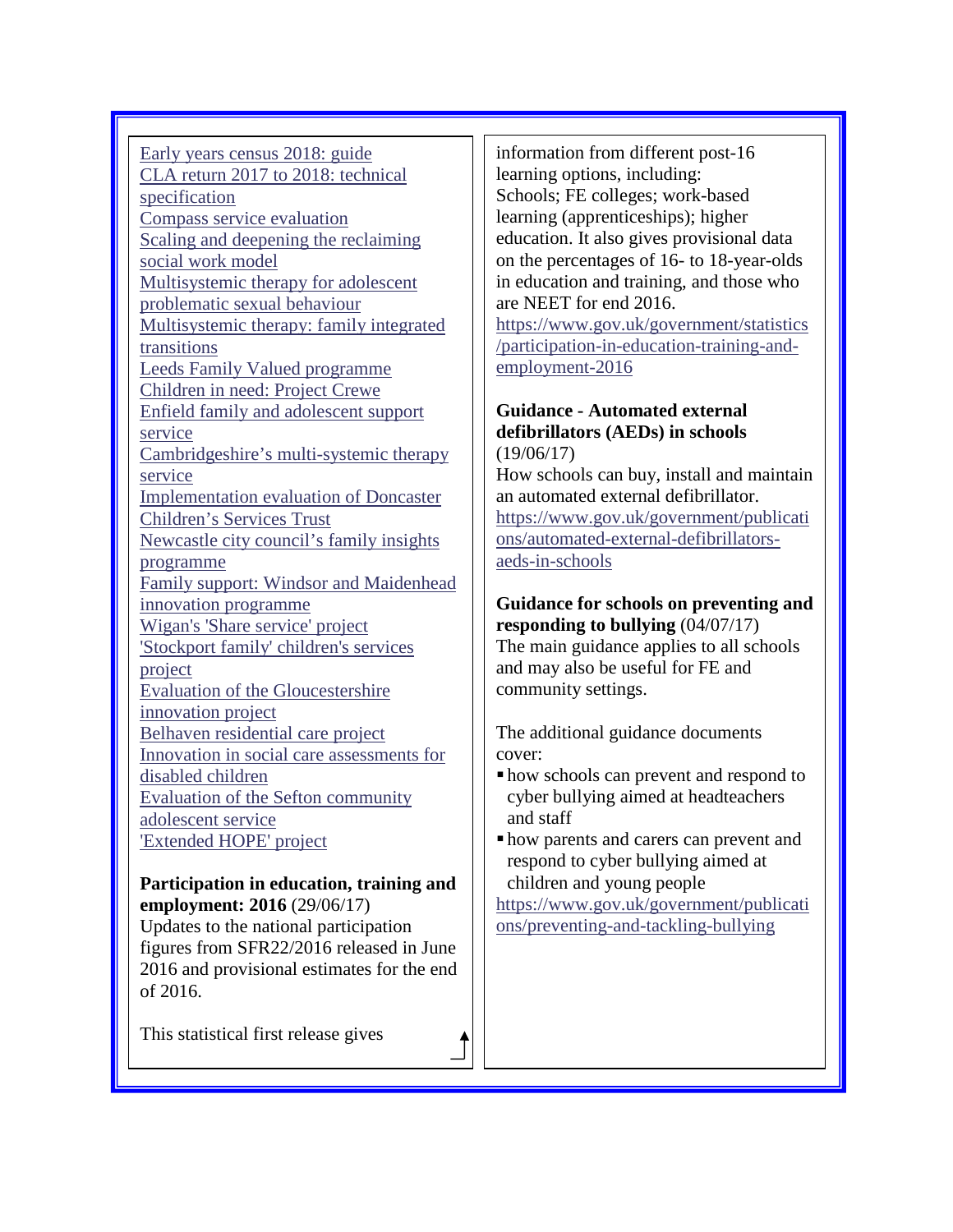Early years census 2018: guide
CLA return 2017 to 2018: technical specification
Compass service evaluation
Scaling and deepening the reclaiming social work model
Multisystemic therapy for adolescent problematic sexual behaviour
Multisystemic therapy: family integrated transitions
Leeds Family Valued programme
Children in need: Project Crewe
Enfield family and adolescent support service
Cambridgeshire's multi-systemic therapy service
Implementation evaluation of Doncaster Children's Services Trust
Newcastle city council's family insights programme
Family support: Windsor and Maidenhead innovation programme
Wigan's 'Share service' project
'Stockport family' children's services project
Evaluation of the Gloucestershire innovation project
Belhaven residential care project
Innovation in social care assessments for disabled children
Evaluation of the Sefton community adolescent service
'Extended HOPE' project

**Participation in education, training and employment: 2016** (29/06/17)
Updates to the national participation figures from SFR22/2016 released in June 2016 and provisional estimates for the end of 2016.

This statistical first release gives information from different post-16 learning options, including: Schools; FE colleges; work-based learning (apprenticeships); higher education. It also gives provisional data on the percentages of 16- to 18-year-olds in education and training, and those who are NEET for end 2016.
https://www.gov.uk/government/statistics/participation-in-education-training-and-employment-2016

**Guidance - Automated external defibrillators (AEDs) in schools** (19/06/17)
How schools can buy, install and maintain an automated external defibrillator.
https://www.gov.uk/government/publications/automated-external-defibrillators-aeds-in-schools

**Guidance for schools on preventing and responding to bullying** (04/07/17)
The main guidance applies to all schools and may also be useful for FE and community settings.

The additional guidance documents cover:

- how schools can prevent and respond to cyber bullying aimed at headteachers and staff
- how parents and carers can prevent and respond to cyber bullying aimed at children and young people

https://www.gov.uk/government/publications/preventing-and-tackling-bullying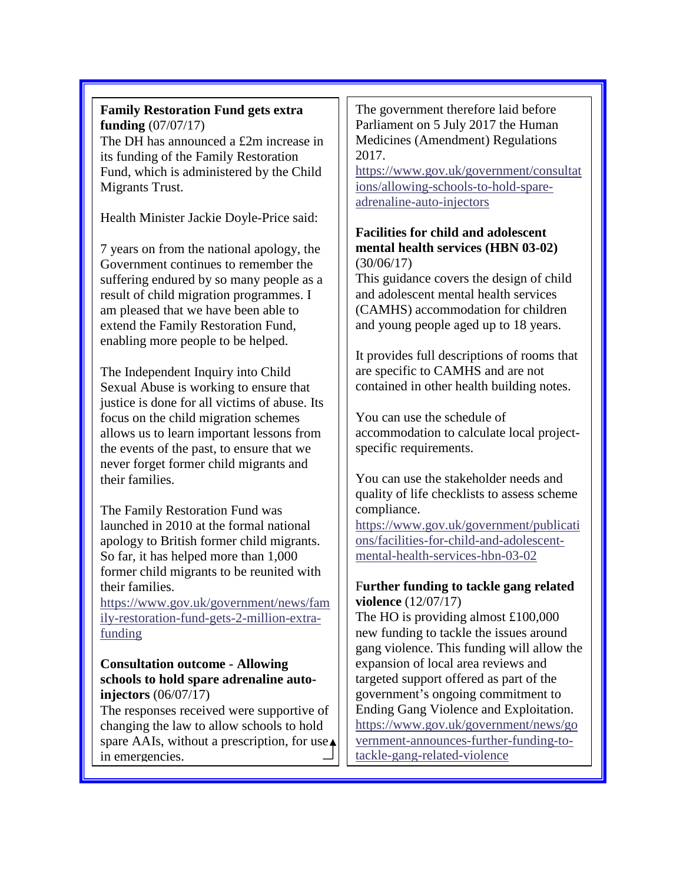**Family Restoration Fund gets extra funding** (07/07/17)

The DH has announced a £2m increase in its funding of the Family Restoration Fund, which is administered by the Child Migrants Trust.

Health Minister Jackie Doyle-Price said:

7 years on from the national apology, the Government continues to remember the suffering endured by so many people as a result of child migration programmes. I am pleased that we have been able to extend the Family Restoration Fund, enabling more people to be helped.

The Independent Inquiry into Child Sexual Abuse is working to ensure that justice is done for all victims of abuse. Its focus on the child migration schemes allows us to learn important lessons from the events of the past, to ensure that we never forget former child migrants and their families.

The Family Restoration Fund was launched in 2010 at the formal national apology to British former child migrants. So far, it has helped more than 1,000 former child migrants to be reunited with their families.

https://www.gov.uk/government/news/family-restoration-fund-gets-2-million-extra-funding

**Consultation outcome - Allowing schools to hold spare adrenaline auto-injectors** (06/07/17)

The responses received were supportive of changing the law to allow schools to hold spare AAIs, without a prescription, for use in emergencies.

The government therefore laid before Parliament on 5 July 2017 the Human Medicines (Amendment) Regulations 2017.

https://www.gov.uk/government/consultations/allowing-schools-to-hold-spare-adrenaline-auto-injectors

**Facilities for child and adolescent mental health services (HBN 03-02)** (30/06/17)

This guidance covers the design of child and adolescent mental health services (CAMHS) accommodation for children and young people aged up to 18 years.

It provides full descriptions of rooms that are specific to CAMHS and are not contained in other health building notes.

You can use the schedule of accommodation to calculate local project-specific requirements.

You can use the stakeholder needs and quality of life checklists to assess scheme compliance.

https://www.gov.uk/government/publications/facilities-for-child-and-adolescent-mental-health-services-hbn-03-02

**Further funding to tackle gang related violence** (12/07/17)

The HO is providing almost £100,000 new funding to tackle the issues around gang violence. This funding will allow the expansion of local area reviews and targeted support offered as part of the government's ongoing commitment to Ending Gang Violence and Exploitation.

https://www.gov.uk/government/news/government-announces-further-funding-to-tackle-gang-related-violence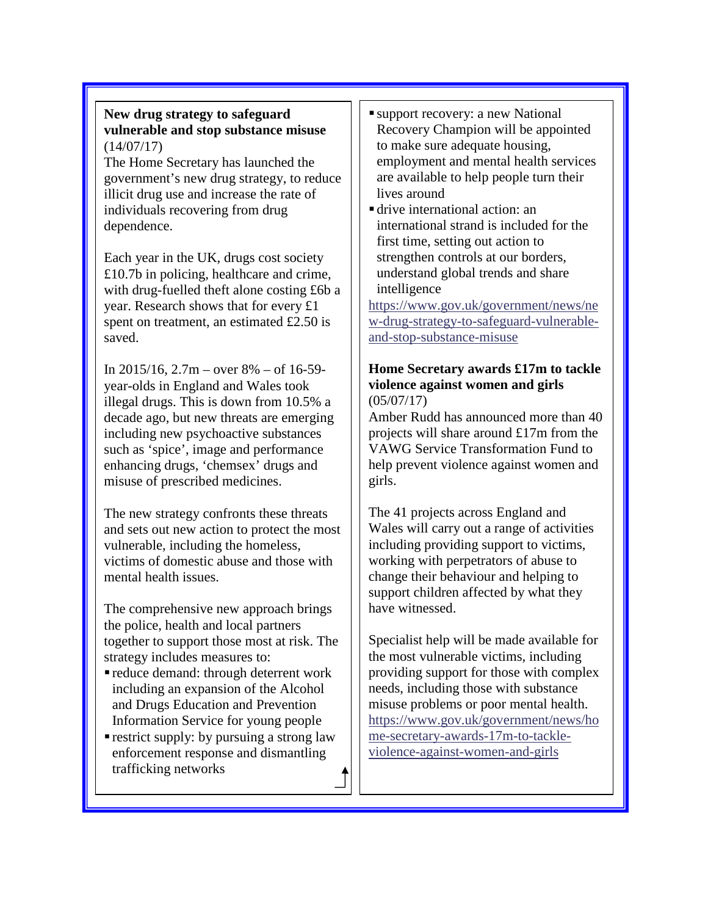**New drug strategy to safeguard vulnerable and stop substance misuse** (14/07/17)

The Home Secretary has launched the government's new drug strategy, to reduce illicit drug use and increase the rate of individuals recovering from drug dependence.

Each year in the UK, drugs cost society £10.7b in policing, healthcare and crime, with drug-fuelled theft alone costing £6b a year. Research shows that for every £1 spent on treatment, an estimated £2.50 is saved.

In 2015/16, 2.7m – over 8% – of 16-59-year-olds in England and Wales took illegal drugs. This is down from 10.5% a decade ago, but new threats are emerging including new psychoactive substances such as 'spice', image and performance enhancing drugs, 'chemsex' drugs and misuse of prescribed medicines.

The new strategy confronts these threats and sets out new action to protect the most vulnerable, including the homeless, victims of domestic abuse and those with mental health issues.

The comprehensive new approach brings the police, health and local partners together to support those most at risk. The strategy includes measures to:

- reduce demand: through deterrent work including an expansion of the Alcohol and Drugs Education and Prevention Information Service for young people
- restrict supply: by pursuing a strong law enforcement response and dismantling trafficking networks
- support recovery: a new National Recovery Champion will be appointed to make sure adequate housing, employment and mental health services are available to help people turn their lives around
- drive international action: an international strand is included for the first time, setting out action to strengthen controls at our borders, understand global trends and share intelligence

https://www.gov.uk/government/news/new-drug-strategy-to-safeguard-vulnerable-and-stop-substance-misuse

**Home Secretary awards £17m to tackle violence against women and girls** (05/07/17)

Amber Rudd has announced more than 40 projects will share around £17m from the VAWG Service Transformation Fund to help prevent violence against women and girls.

The 41 projects across England and Wales will carry out a range of activities including providing support to victims, working with perpetrators of abuse to change their behaviour and helping to support children affected by what they have witnessed.

Specialist help will be made available for the most vulnerable victims, including providing support for those with complex needs, including those with substance misuse problems or poor mental health.

https://www.gov.uk/government/news/home-secretary-awards-17m-to-tackle-violence-against-women-and-girls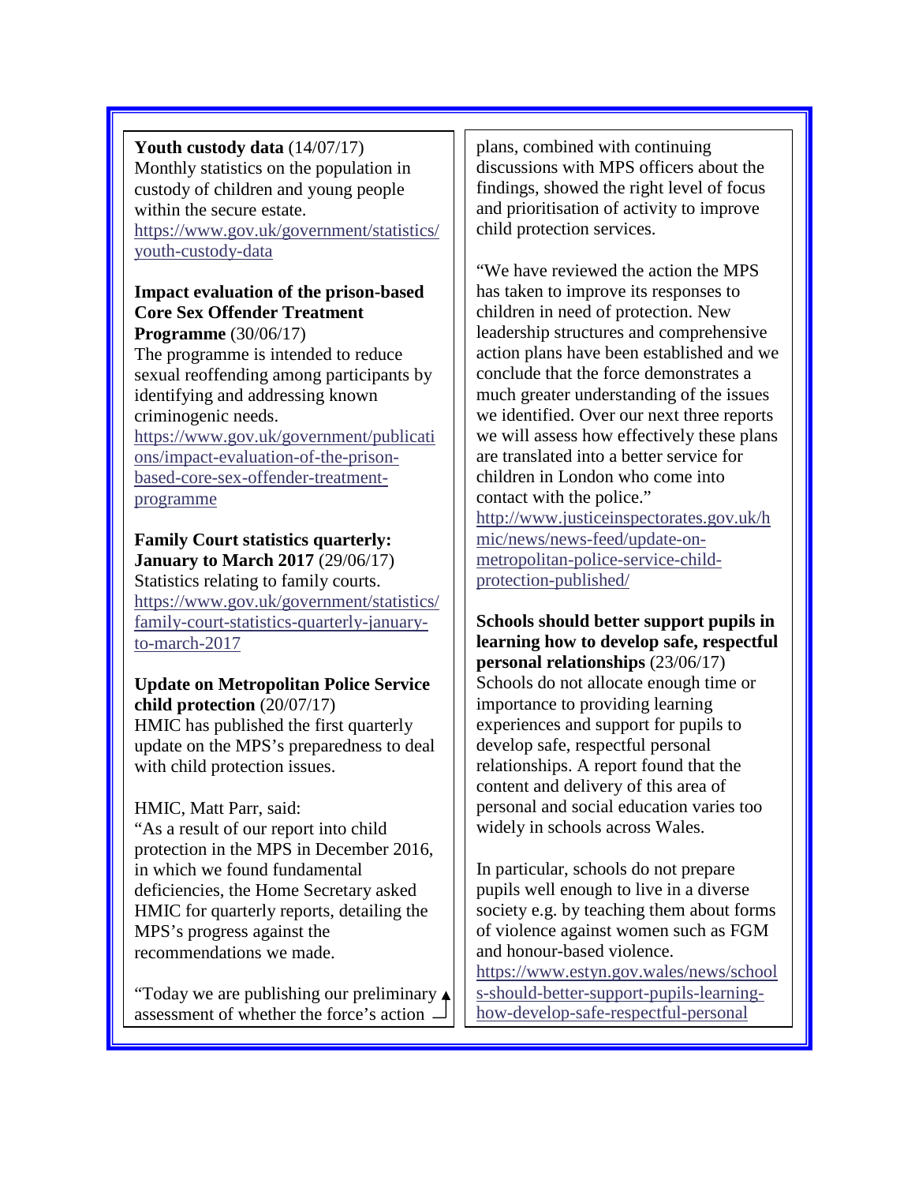**Youth custody data** (14/07/17)
Monthly statistics on the population in custody of children and young people within the secure estate.
https://www.gov.uk/government/statistics/youth-custody-data

**Impact evaluation of the prison-based Core Sex Offender Treatment Programme** (30/06/17)
The programme is intended to reduce sexual reoffending among participants by identifying and addressing known criminogenic needs.
https://www.gov.uk/government/publications/impact-evaluation-of-the-prison-based-core-sex-offender-treatment-programme

**Family Court statistics quarterly: January to March 2017** (29/06/17)
Statistics relating to family courts.
https://www.gov.uk/government/statistics/family-court-statistics-quarterly-january-to-march-2017

**Update on Metropolitan Police Service child protection** (20/07/17)
HMIC has published the first quarterly update on the MPS's preparedness to deal with child protection issues.

HMIC, Matt Parr, said:
"As a result of our report into child protection in the MPS in December 2016, in which we found fundamental deficiencies, the Home Secretary asked HMIC for quarterly reports, detailing the MPS's progress against the recommendations we made.

"Today we are publishing our preliminary assessment of whether the force's action plans, combined with continuing discussions with MPS officers about the findings, showed the right level of focus and prioritisation of activity to improve child protection services.

"We have reviewed the action the MPS has taken to improve its responses to children in need of protection. New leadership structures and comprehensive action plans have been established and we conclude that the force demonstrates a much greater understanding of the issues we identified. Over our next three reports we will assess how effectively these plans are translated into a better service for children in London who come into contact with the police."
http://www.justiceinspectorates.gov.uk/hmic/news/news-feed/update-on-metropolitan-police-service-child-protection-published/

**Schools should better support pupils in learning how to develop safe, respectful personal relationships** (23/06/17)
Schools do not allocate enough time or importance to providing learning experiences and support for pupils to develop safe, respectful personal relationships. A report found that the content and delivery of this area of personal and social education varies too widely in schools across Wales.

In particular, schools do not prepare pupils well enough to live in a diverse society e.g. by teaching them about forms of violence against women such as FGM and honour-based violence.
https://www.estyn.gov.wales/news/schools-should-better-support-pupils-learning-how-develop-safe-respectful-personal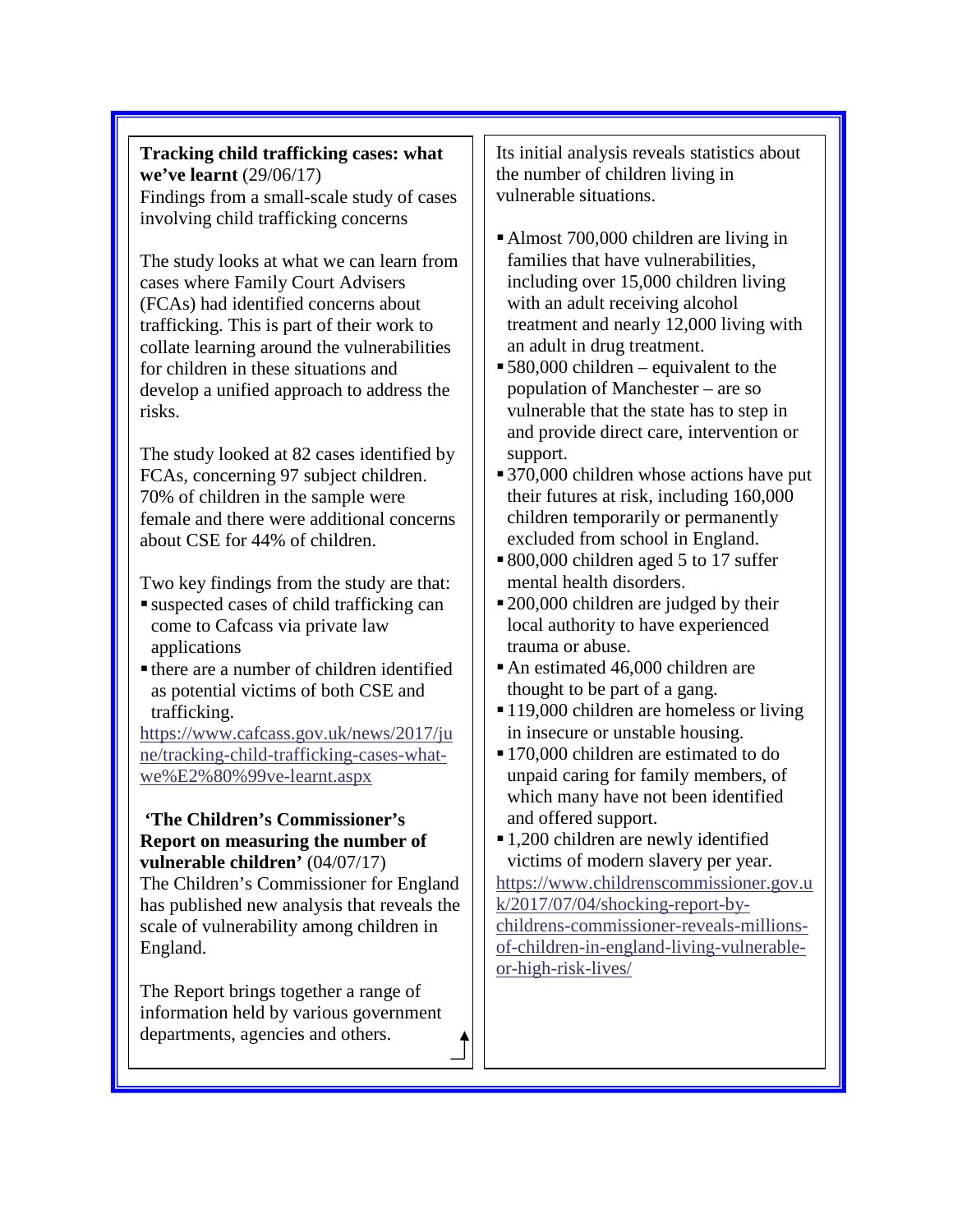**Tracking child trafficking cases: what we've learnt** (29/06/17)

Findings from a small-scale study of cases involving child trafficking concerns

The study looks at what we can learn from cases where Family Court Advisers (FCAs) had identified concerns about trafficking. This is part of their work to collate learning around the vulnerabilities for children in these situations and develop a unified approach to address the risks.

The study looked at 82 cases identified by FCAs, concerning 97 subject children. 70% of children in the sample were female and there were additional concerns about CSE for 44% of children.

Two key findings from the study are that:

- suspected cases of child trafficking can come to Cafcass via private law applications
- there are a number of children identified as potential victims of both CSE and trafficking.

https://www.cafcass.gov.uk/news/2017/june/tracking-child-trafficking-cases-what-we%E2%80%99ve-learnt.aspx

**'The Children's Commissioner's Report on measuring the number of vulnerable children'** (04/07/17)

The Children's Commissioner for England has published new analysis that reveals the scale of vulnerability among children in England.

The Report brings together a range of information held by various government departments, agencies and others.

Its initial analysis reveals statistics about the number of children living in vulnerable situations.

- Almost 700,000 children are living in families that have vulnerabilities, including over 15,000 children living with an adult receiving alcohol treatment and nearly 12,000 living with an adult in drug treatment.
- 580,000 children – equivalent to the population of Manchester – are so vulnerable that the state has to step in and provide direct care, intervention or support.
- 370,000 children whose actions have put their futures at risk, including 160,000 children temporarily or permanently excluded from school in England.
- 800,000 children aged 5 to 17 suffer mental health disorders.
- 200,000 children are judged by their local authority to have experienced trauma or abuse.
- An estimated 46,000 children are thought to be part of a gang.
- 119,000 children are homeless or living in insecure or unstable housing.
- 170,000 children are estimated to do unpaid caring for family members, of which many have not been identified and offered support.
- 1,200 children are newly identified victims of modern slavery per year.

https://www.childrenscommissioner.gov.uk/2017/07/04/shocking-report-by-childrens-commissioner-reveals-millions-of-children-in-england-living-vulnerable-or-high-risk-lives/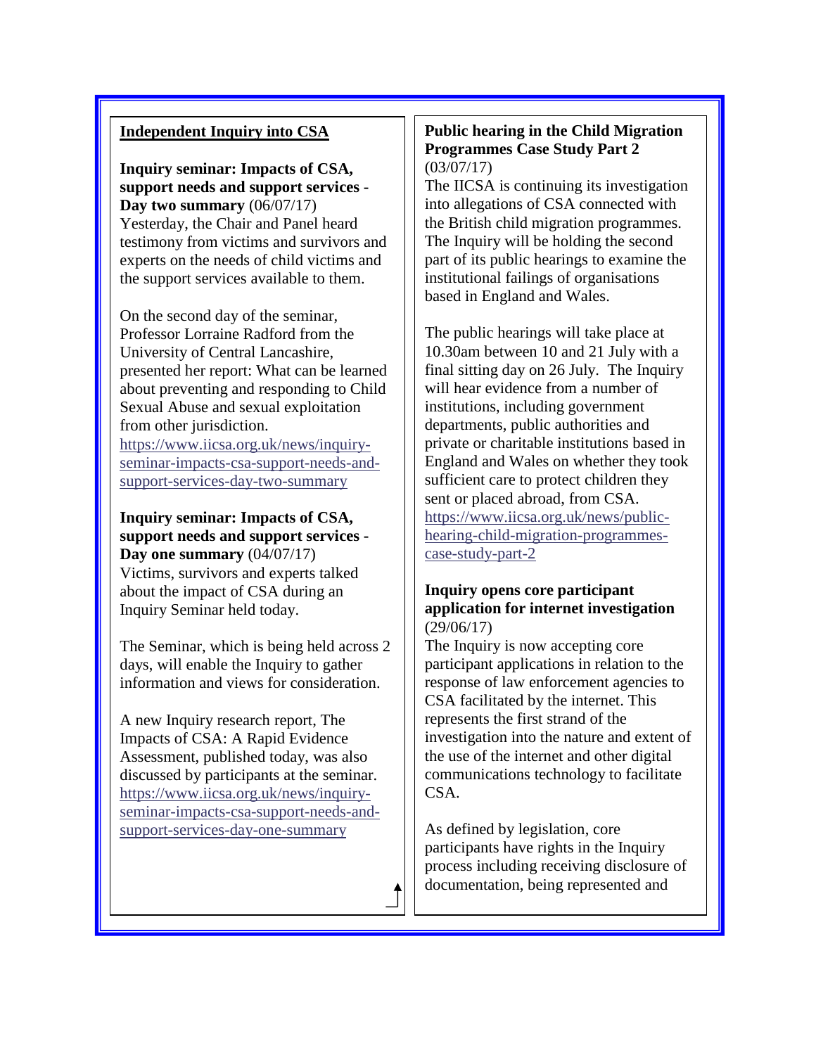## Independent Inquiry into CSA

**Inquiry seminar: Impacts of CSA, support needs and support services - Day two summary** (06/07/17)
Yesterday, the Chair and Panel heard testimony from victims and survivors and experts on the needs of child victims and the support services available to them.

On the second day of the seminar, Professor Lorraine Radford from the University of Central Lancashire, presented her report: What can be learned about preventing and responding to Child Sexual Abuse and sexual exploitation from other jurisdiction.
https://www.iicsa.org.uk/news/inquiry-seminar-impacts-csa-support-needs-and-support-services-day-two-summary

**Inquiry seminar: Impacts of CSA, support needs and support services - Day one summary** (04/07/17)
Victims, survivors and experts talked about the impact of CSA during an Inquiry Seminar held today.

The Seminar, which is being held across 2 days, will enable the Inquiry to gather information and views for consideration.

A new Inquiry research report, The Impacts of CSA: A Rapid Evidence Assessment, published today, was also discussed by participants at the seminar.
https://www.iicsa.org.uk/news/inquiry-seminar-impacts-csa-support-needs-and-support-services-day-one-summary

**Public hearing in the Child Migration Programmes Case Study Part 2** (03/07/17)
The IICSA is continuing its investigation into allegations of CSA connected with the British child migration programmes. The Inquiry will be holding the second part of its public hearings to examine the institutional failings of organisations based in England and Wales.

The public hearings will take place at 10.30am between 10 and 21 July with a final sitting day on 26 July. The Inquiry will hear evidence from a number of institutions, including government departments, public authorities and private or charitable institutions based in England and Wales on whether they took sufficient care to protect children they sent or placed abroad, from CSA.
https://www.iicsa.org.uk/news/public-hearing-child-migration-programmes-case-study-part-2

**Inquiry opens core participant application for internet investigation** (29/06/17)
The Inquiry is now accepting core participant applications in relation to the response of law enforcement agencies to CSA facilitated by the internet. This represents the first strand of the investigation into the nature and extent of the use of the internet and other digital communications technology to facilitate CSA.

As defined by legislation, core participants have rights in the Inquiry process including receiving disclosure of documentation, being represented and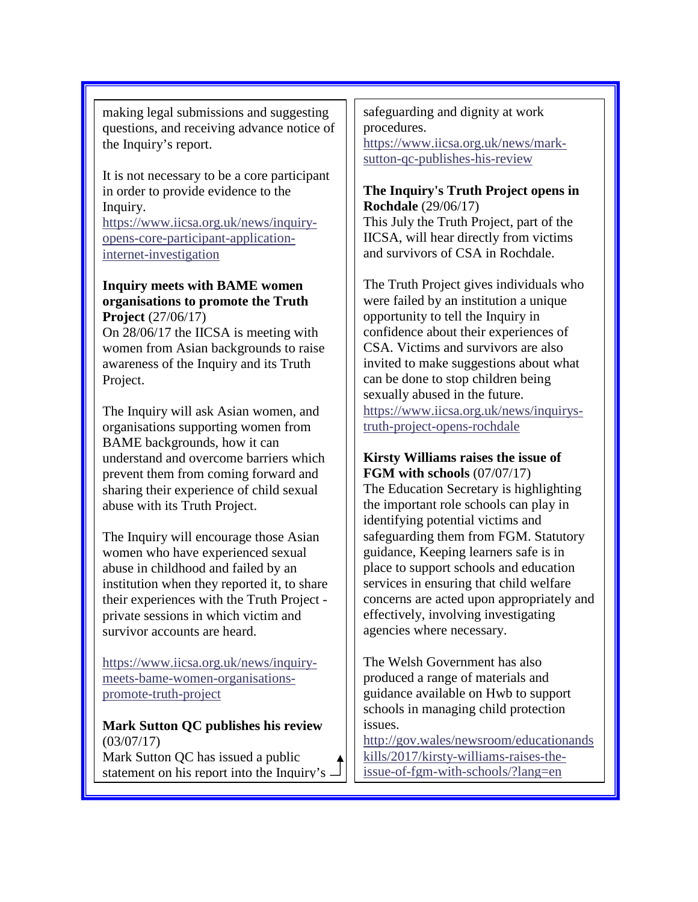making legal submissions and suggesting questions, and receiving advance notice of the Inquiry's report.

It is not necessary to be a core participant in order to provide evidence to the Inquiry.
https://www.iicsa.org.uk/news/inquiry-opens-core-participant-application-internet-investigation

**Inquiry meets with BAME women organisations to promote the Truth Project** (27/06/17)
On 28/06/17 the IICSA is meeting with women from Asian backgrounds to raise awareness of the Inquiry and its Truth Project.

The Inquiry will ask Asian women, and organisations supporting women from BAME backgrounds, how it can understand and overcome barriers which prevent them from coming forward and sharing their experience of child sexual abuse with its Truth Project.

The Inquiry will encourage those Asian women who have experienced sexual abuse in childhood and failed by an institution when they reported it, to share their experiences with the Truth Project - private sessions in which victim and survivor accounts are heard.

https://www.iicsa.org.uk/news/inquiry-meets-bame-women-organisations-promote-truth-project

**Mark Sutton QC publishes his review** (03/07/17)
Mark Sutton QC has issued a public statement on his report into the Inquiry's safeguarding and dignity at work procedures.
https://www.iicsa.org.uk/news/mark-sutton-qc-publishes-his-review

**The Inquiry's Truth Project opens in Rochdale** (29/06/17)
This July the Truth Project, part of the IICSA, will hear directly from victims and survivors of CSA in Rochdale.

The Truth Project gives individuals who were failed by an institution a unique opportunity to tell the Inquiry in confidence about their experiences of CSA. Victims and survivors are also invited to make suggestions about what can be done to stop children being sexually abused in the future.
https://www.iicsa.org.uk/news/inquirys-truth-project-opens-rochdale

**Kirsty Williams raises the issue of FGM with schools** (07/07/17)
The Education Secretary is highlighting the important role schools can play in identifying potential victims and safeguarding them from FGM. Statutory guidance, Keeping learners safe is in place to support schools and education services in ensuring that child welfare concerns are acted upon appropriately and effectively, involving investigating agencies where necessary.

The Welsh Government has also produced a range of materials and guidance available on Hwb to support schools in managing child protection issues.
http://gov.wales/newsroom/educationandskills/2017/kirsty-williams-raises-the-issue-of-fgm-with-schools/?lang=en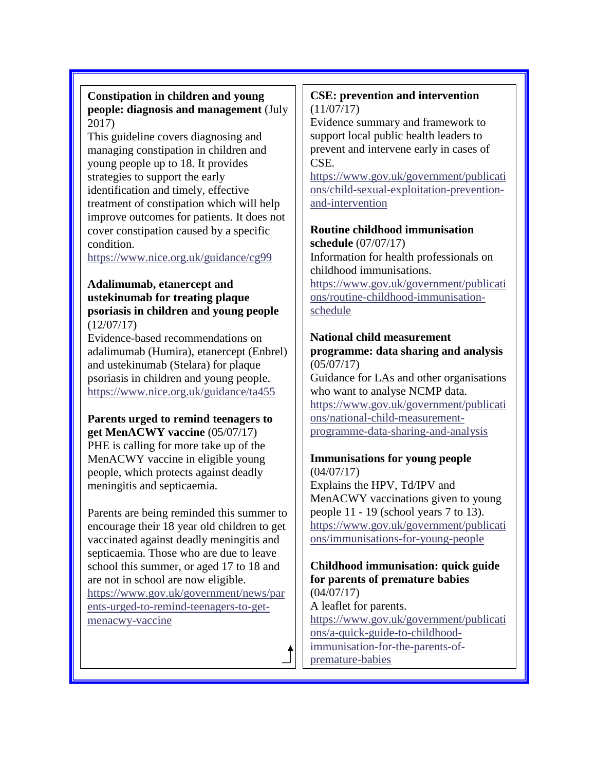**Constipation in children and young people: diagnosis and management** (July 2017)
This guideline covers diagnosing and managing constipation in children and young people up to 18. It provides strategies to support the early identification and timely, effective treatment of constipation which will help improve outcomes for patients. It does not cover constipation caused by a specific condition.
https://www.nice.org.uk/guidance/cg99

**Adalimumab, etanercept and ustekinumab for treating plaque psoriasis in children and young people** (12/07/17)
Evidence-based recommendations on adalimumab (Humira), etanercept (Enbrel) and ustekinumab (Stelara) for plaque psoriasis in children and young people.
https://www.nice.org.uk/guidance/ta455

**Parents urged to remind teenagers to get MenACWY vaccine** (05/07/17)
PHE is calling for more take up of the MenACWY vaccine in eligible young people, which protects against deadly meningitis and septicaemia.

Parents are being reminded this summer to encourage their 18 year old children to get vaccinated against deadly meningitis and septicaemia. Those who are due to leave school this summer, or aged 17 to 18 and are not in school are now eligible.
https://www.gov.uk/government/news/parents-urged-to-remind-teenagers-to-get-menacwy-vaccine

**CSE: prevention and intervention** (11/07/17)
Evidence summary and framework to support local public health leaders to prevent and intervene early in cases of CSE.
https://www.gov.uk/government/publications/child-sexual-exploitation-prevention-and-intervention

**Routine childhood immunisation schedule** (07/07/17)
Information for health professionals on childhood immunisations.
https://www.gov.uk/government/publications/routine-childhood-immunisation-schedule

**National child measurement programme: data sharing and analysis** (05/07/17)
Guidance for LAs and other organisations who want to analyse NCMP data.
https://www.gov.uk/government/publications/national-child-measurement-programme-data-sharing-and-analysis

**Immunisations for young people** (04/07/17)
Explains the HPV, Td/IPV and MenACWY vaccinations given to young people 11 - 19 (school years 7 to 13).
https://www.gov.uk/government/publications/immunisations-for-young-people

**Childhood immunisation: quick guide for parents of premature babies** (04/07/17)
A leaflet for parents.
https://www.gov.uk/government/publications/a-quick-guide-to-childhood-immunisation-for-the-parents-of-premature-babies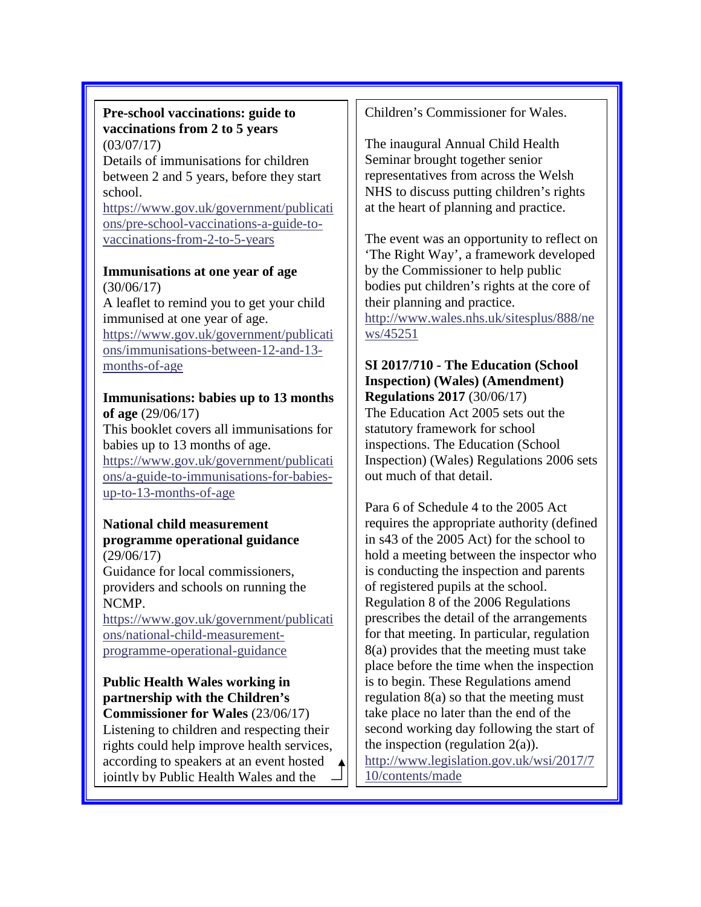**Pre-school vaccinations: guide to vaccinations from 2 to 5 years** (03/07/17)

Details of immunisations for children between 2 and 5 years, before they start school.

https://www.gov.uk/government/publications/pre-school-vaccinations-a-guide-to-vaccinations-from-2-to-5-years

**Immunisations at one year of age** (30/06/17)

A leaflet to remind you to get your child immunised at one year of age.

https://www.gov.uk/government/publications/immunisations-between-12-and-13-months-of-age

**Immunisations: babies up to 13 months of age** (29/06/17)

This booklet covers all immunisations for babies up to 13 months of age.

https://www.gov.uk/government/publications/a-guide-to-immunisations-for-babies-up-to-13-months-of-age

**National child measurement programme operational guidance** (29/06/17)

Guidance for local commissioners, providers and schools on running the NCMP.

https://www.gov.uk/government/publications/national-child-measurement-programme-operational-guidance

**Public Health Wales working in partnership with the Children's Commissioner for Wales** (23/06/17)

Listening to children and respecting their rights could help improve health services, according to speakers at an event hosted jointly by Public Health Wales and the Children's Commissioner for Wales.

The inaugural Annual Child Health Seminar brought together senior representatives from across the Welsh NHS to discuss putting children's rights at the heart of planning and practice.

The event was an opportunity to reflect on 'The Right Way', a framework developed by the Commissioner to help public bodies put children's rights at the core of their planning and practice.

http://www.wales.nhs.uk/sitesplus/888/news/45251

**SI 2017/710 - The Education (School Inspection) (Wales) (Amendment) Regulations 2017** (30/06/17)

The Education Act 2005 sets out the statutory framework for school inspections. The Education (School Inspection) (Wales) Regulations 2006 sets out much of that detail.

Para 6 of Schedule 4 to the 2005 Act requires the appropriate authority (defined in s43 of the 2005 Act) for the school to hold a meeting between the inspector who is conducting the inspection and parents of registered pupils at the school. Regulation 8 of the 2006 Regulations prescribes the detail of the arrangements for that meeting. In particular, regulation 8(a) provides that the meeting must take place before the time when the inspection is to begin. These Regulations amend regulation 8(a) so that the meeting must take place no later than the end of the second working day following the start of the inspection (regulation 2(a)).

http://www.legislation.gov.uk/wsi/2017/710/contents/made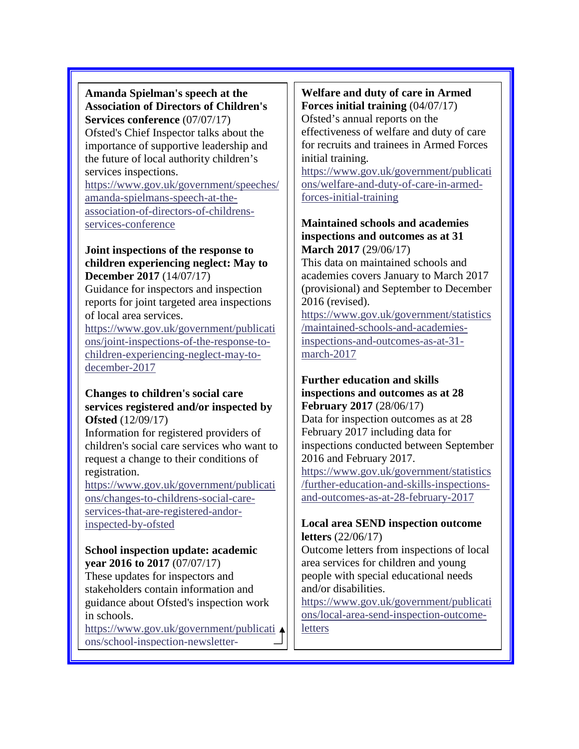**Amanda Spielman's speech at the Association of Directors of Children's Services conference** (07/07/17)
Ofsted's Chief Inspector talks about the importance of supportive leadership and the future of local authority children's services inspections.
https://www.gov.uk/government/speeches/amanda-spielmans-speech-at-the-association-of-directors-of-childrens-services-conference

**Joint inspections of the response to children experiencing neglect: May to December 2017** (14/07/17)
Guidance for inspectors and inspection reports for joint targeted area inspections of local area services.
https://www.gov.uk/government/publications/joint-inspections-of-the-response-to-children-experiencing-neglect-may-to-december-2017

**Changes to children's social care services registered and/or inspected by Ofsted** (12/09/17)
Information for registered providers of children's social care services who want to request a change to their conditions of registration.
https://www.gov.uk/government/publications/changes-to-childrens-social-care-services-that-are-registered-andor-inspected-by-ofsted

**School inspection update: academic year 2016 to 2017** (07/07/17)
These updates for inspectors and stakeholders contain information and guidance about Ofsted's inspection work in schools.
https://www.gov.uk/government/publications/school-inspection-newsletter-

**Welfare and duty of care in Armed Forces initial training** (04/07/17)
Ofsted's annual reports on the effectiveness of welfare and duty of care for recruits and trainees in Armed Forces initial training.
https://www.gov.uk/government/publications/welfare-and-duty-of-care-in-armed-forces-initial-training

**Maintained schools and academies inspections and outcomes as at 31 March 2017** (29/06/17)
This data on maintained schools and academies covers January to March 2017 (provisional) and September to December 2016 (revised).
https://www.gov.uk/government/statistics/maintained-schools-and-academies-inspections-and-outcomes-as-at-31-march-2017

**Further education and skills inspections and outcomes as at 28 February 2017** (28/06/17)
Data for inspection outcomes as at 28 February 2017 including data for inspections conducted between September 2016 and February 2017.
https://www.gov.uk/government/statistics/further-education-and-skills-inspections-and-outcomes-as-at-28-february-2017

**Local area SEND inspection outcome letters** (22/06/17)
Outcome letters from inspections of local area services for children and young people with special educational needs and/or disabilities.
https://www.gov.uk/government/publications/local-area-send-inspection-outcome-letters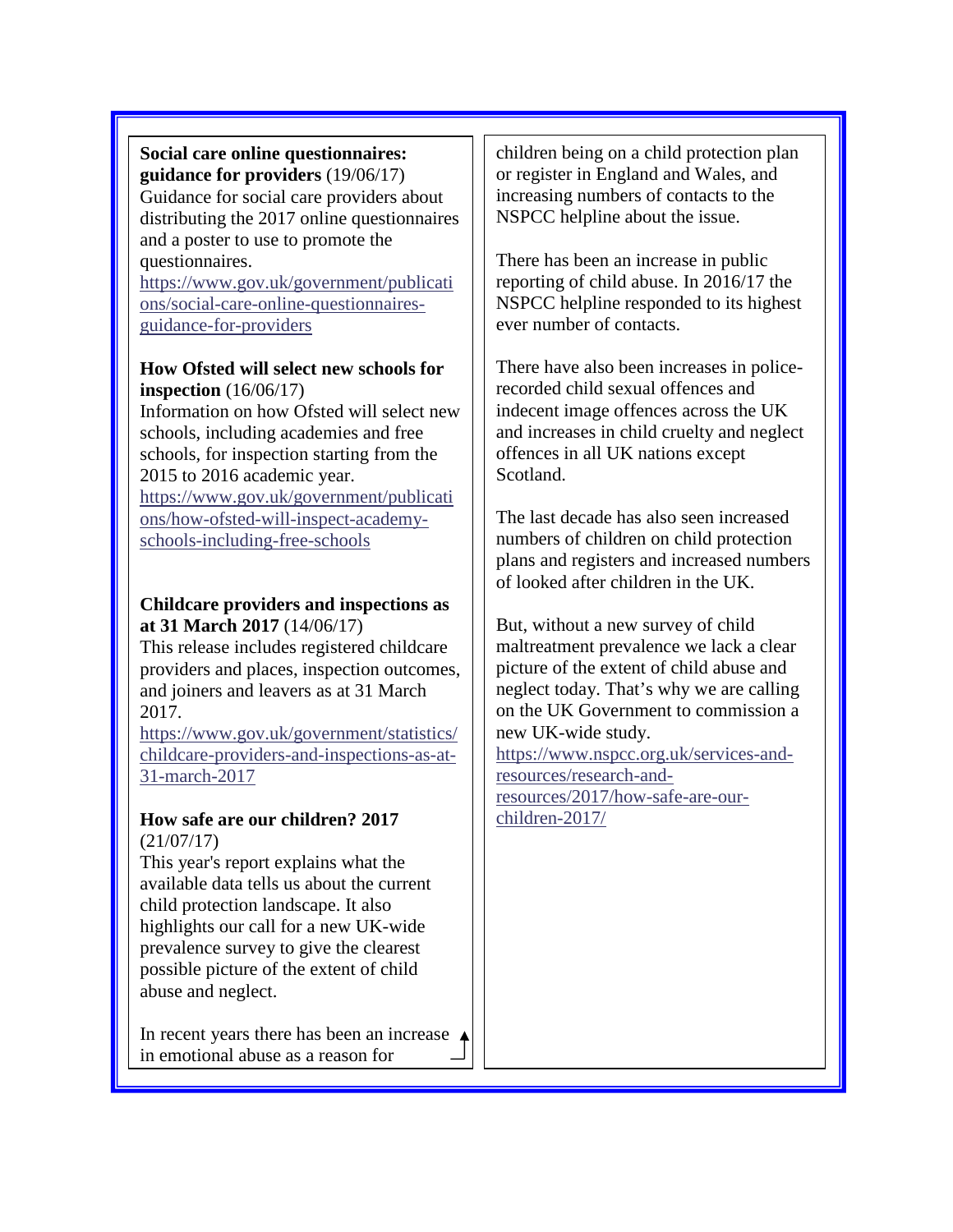**Social care online questionnaires: guidance for providers** (19/06/17)
Guidance for social care providers about distributing the 2017 online questionnaires and a poster to use to promote the questionnaires.
https://www.gov.uk/government/publications/social-care-online-questionnaires-guidance-for-providers

**How Ofsted will select new schools for inspection** (16/06/17)
Information on how Ofsted will select new schools, including academies and free schools, for inspection starting from the 2015 to 2016 academic year.
https://www.gov.uk/government/publications/how-ofsted-will-inspect-academy-schools-including-free-schools

**Childcare providers and inspections as at 31 March 2017** (14/06/17)
This release includes registered childcare providers and places, inspection outcomes, and joiners and leavers as at 31 March 2017.
https://www.gov.uk/government/statistics/childcare-providers-and-inspections-as-at-31-march-2017

**How safe are our children? 2017** (21/07/17)
This year's report explains what the available data tells us about the current child protection landscape. It also highlights our call for a new UK-wide prevalence survey to give the clearest possible picture of the extent of child abuse and neglect.

In recent years there has been an increase in emotional abuse as a reason for children being on a child protection plan or register in England and Wales, and increasing numbers of contacts to the NSPCC helpline about the issue.

There has been an increase in public reporting of child abuse. In 2016/17 the NSPCC helpline responded to its highest ever number of contacts.

There have also been increases in police-recorded child sexual offences and indecent image offences across the UK and increases in child cruelty and neglect offences in all UK nations except Scotland.

The last decade has also seen increased numbers of children on child protection plans and registers and increased numbers of looked after children in the UK.

But, without a new survey of child maltreatment prevalence we lack a clear picture of the extent of child abuse and neglect today. That's why we are calling on the UK Government to commission a new UK-wide study.
https://www.nspcc.org.uk/services-and-resources/research-and-resources/2017/how-safe-are-our-children-2017/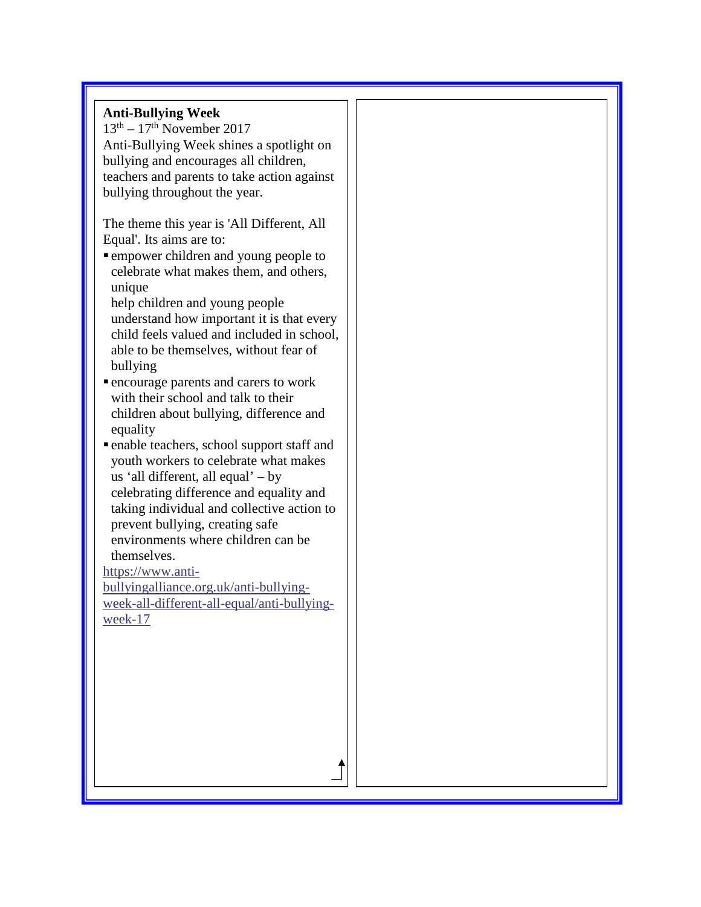**Anti-Bullying Week**

13th – 17th November 2017

Anti-Bullying Week shines a spotlight on bullying and encourages all children, teachers and parents to take action against bullying throughout the year.

The theme this year is 'All Different, All Equal'. Its aims are to:

- empower children and young people to celebrate what makes them, and others, unique
- help children and young people understand how important it is that every child feels valued and included in school, able to be themselves, without fear of bullying
- encourage parents and carers to work with their school and talk to their children about bullying, difference and equality
- enable teachers, school support staff and youth workers to celebrate what makes us 'all different, all equal' – by celebrating difference and equality and taking individual and collective action to prevent bullying, creating safe environments where children can be themselves.

https://www.anti-bullyingalliance.org.uk/anti-bullying-week-all-different-all-equal/anti-bullying-week-17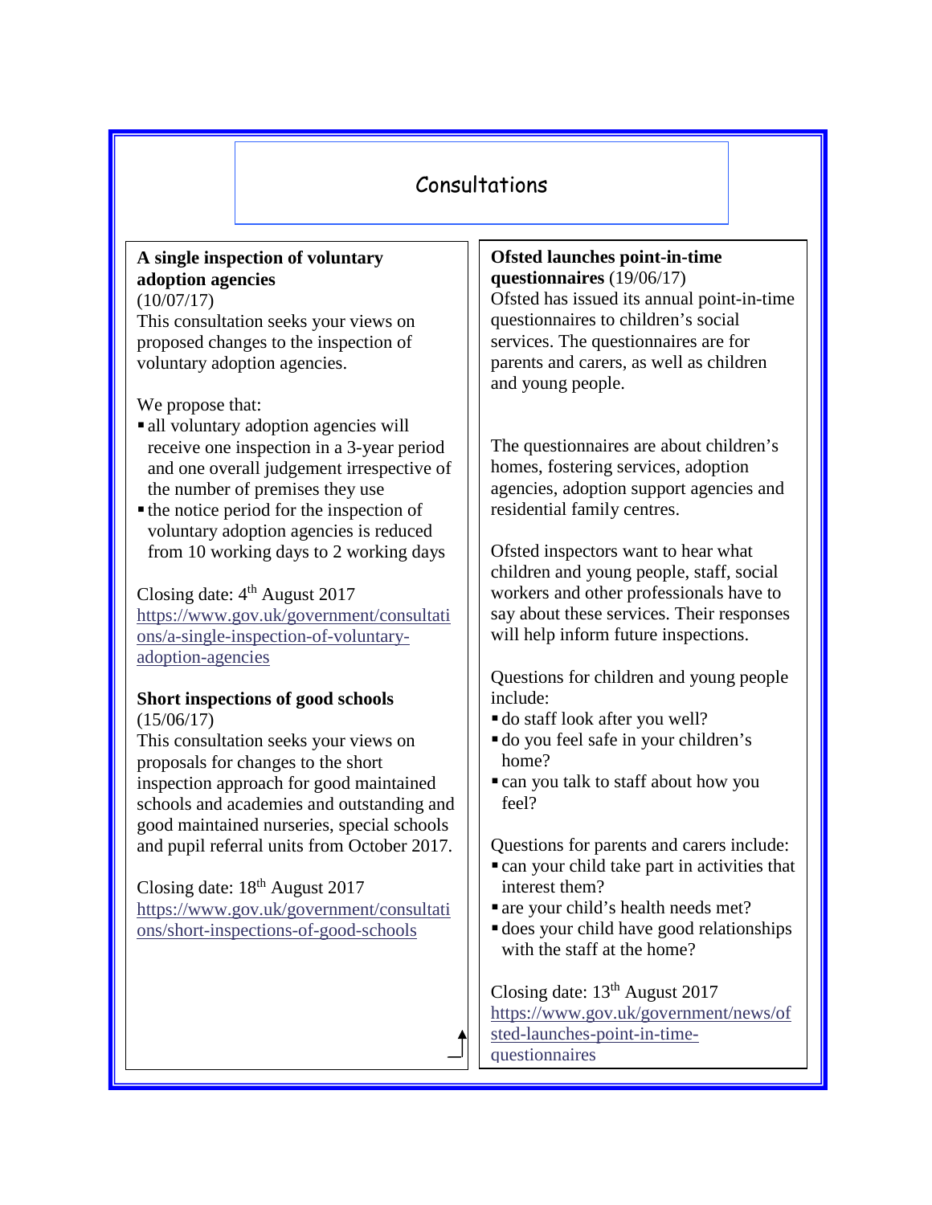# Consultations

**A single inspection of voluntary adoption agencies**
(10/07/17)
This consultation seeks your views on proposed changes to the inspection of voluntary adoption agencies.

We propose that:
- all voluntary adoption agencies will receive one inspection in a 3-year period and one overall judgement irrespective of the number of premises they use
- the notice period for the inspection of voluntary adoption agencies is reduced from 10 working days to 2 working days

Closing date: 4th August 2017
https://www.gov.uk/government/consultations/a-single-inspection-of-voluntary-adoption-agencies

**Short inspections of good schools**
(15/06/17)
This consultation seeks your views on proposals for changes to the short inspection approach for good maintained schools and academies and outstanding and good maintained nurseries, special schools and pupil referral units from October 2017.

Closing date: 18th August 2017
https://www.gov.uk/government/consultations/short-inspections-of-good-schools

**Ofsted launches point-in-time questionnaires** (19/06/17)
Ofsted has issued its annual point-in-time questionnaires to children's social services. The questionnaires are for parents and carers, as well as children and young people.

The questionnaires are about children's homes, fostering services, adoption agencies, adoption support agencies and residential family centres.

Ofsted inspectors want to hear what children and young people, staff, social workers and other professionals have to say about these services. Their responses will help inform future inspections.

Questions for children and young people include:
- do staff look after you well?
- do you feel safe in your children's home?
- can you talk to staff about how you feel?

Questions for parents and carers include:
- can your child take part in activities that interest them?
- are your child's health needs met?
- does your child have good relationships with the staff at the home?

Closing date: 13th August 2017
https://www.gov.uk/government/news/ofsted-launches-point-in-time-questionnaires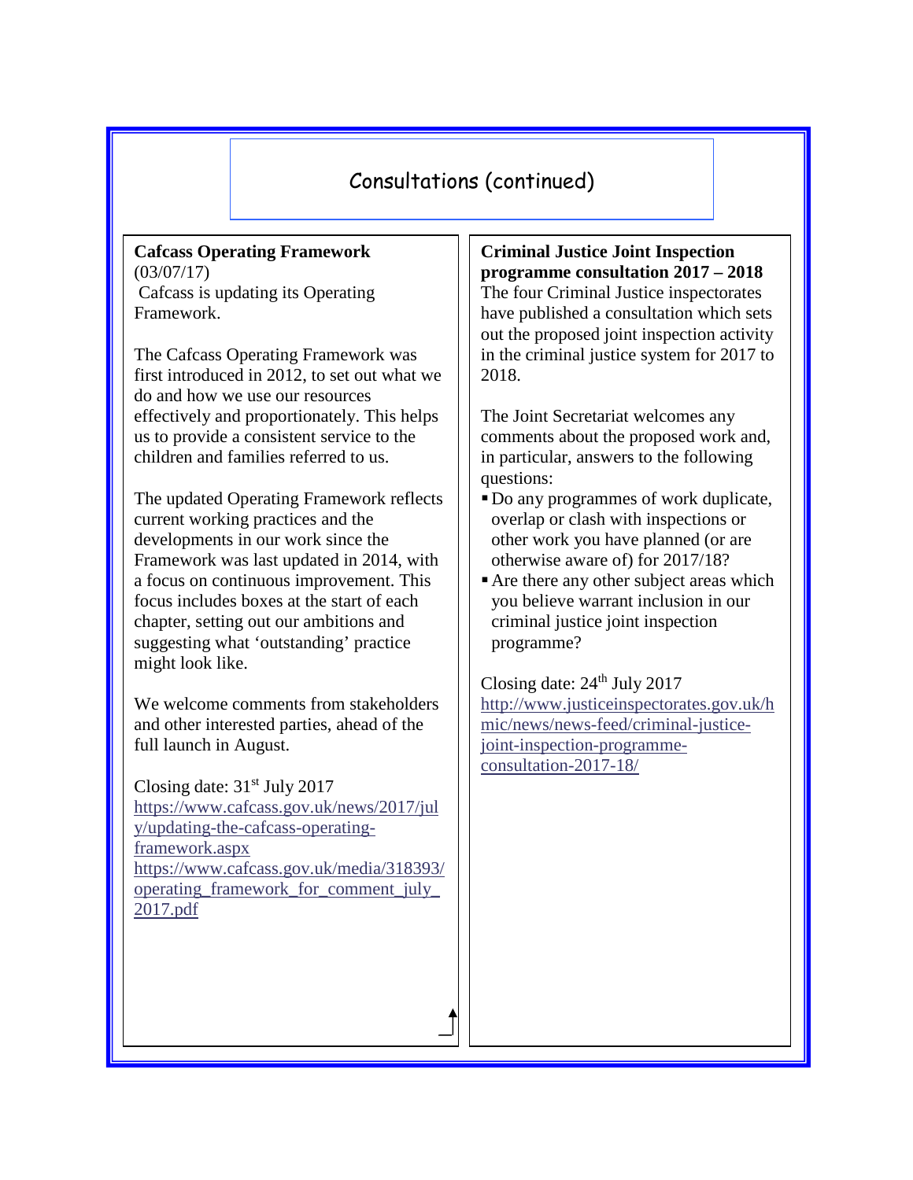# Consultations (continued)

**Cafcass Operating Framework**
(03/07/17)
Cafcass is updating its Operating Framework.

The Cafcass Operating Framework was first introduced in 2012, to set out what we do and how we use our resources effectively and proportionately. This helps us to provide a consistent service to the children and families referred to us.

The updated Operating Framework reflects current working practices and the developments in our work since the Framework was last updated in 2014, with a focus on continuous improvement. This focus includes boxes at the start of each chapter, setting out our ambitions and suggesting what 'outstanding' practice might look like.

We welcome comments from stakeholders and other interested parties, ahead of the full launch in August.

Closing date: 31st July 2017
https://www.cafcass.gov.uk/news/2017/july/updating-the-cafcass-operating-framework.aspx
https://www.cafcass.gov.uk/media/318393/operating_framework_for_comment_july_2017.pdf

**Criminal Justice Joint Inspection programme consultation 2017 – 2018**
The four Criminal Justice inspectorates have published a consultation which sets out the proposed joint inspection activity in the criminal justice system for 2017 to 2018.

The Joint Secretariat welcomes any comments about the proposed work and, in particular, answers to the following questions:

- Do any programmes of work duplicate, overlap or clash with inspections or other work you have planned (or are otherwise aware of) for 2017/18?
- Are there any other subject areas which you believe warrant inclusion in our criminal justice joint inspection programme?

Closing date: 24th July 2017
http://www.justiceinspectorates.gov.uk/hmic/news/news-feed/criminal-justice-joint-inspection-programme-consultation-2017-18/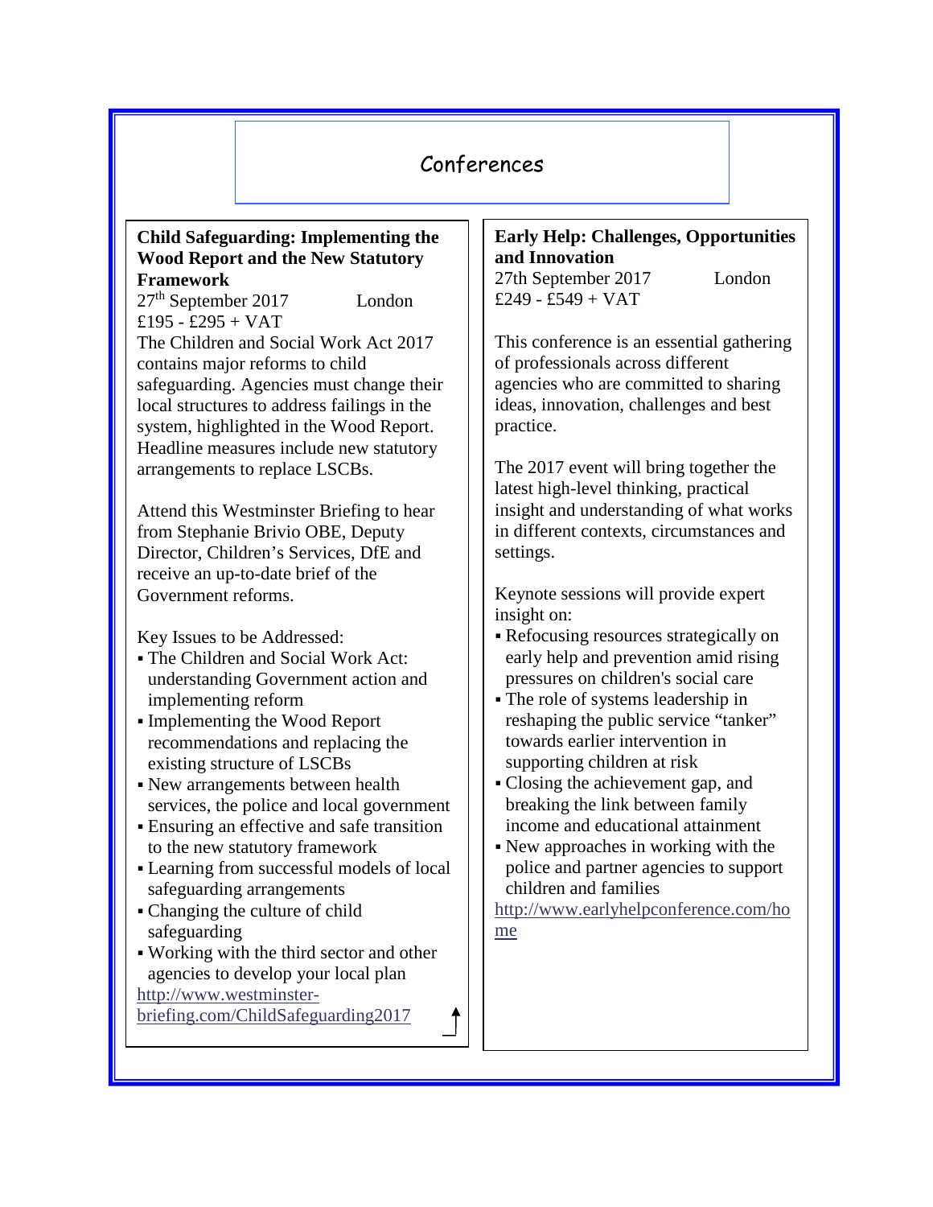# Conferences

**Child Safeguarding: Implementing the Wood Report and the New Statutory Framework**

27th September 2017 London

£195 - £295 + VAT

The Children and Social Work Act 2017 contains major reforms to child safeguarding. Agencies must change their local structures to address failings in the system, highlighted in the Wood Report. Headline measures include new statutory arrangements to replace LSCBs.

Attend this Westminster Briefing to hear from Stephanie Brivio OBE, Deputy Director, Children's Services, DfE and receive an up-to-date brief of the Government reforms.

Key Issues to be Addressed:

- The Children and Social Work Act: understanding Government action and implementing reform
- Implementing the Wood Report recommendations and replacing the existing structure of LSCBs
- New arrangements between health services, the police and local government
- Ensuring an effective and safe transition to the new statutory framework
- Learning from successful models of local safeguarding arrangements
- Changing the culture of child safeguarding
- Working with the third sector and other agencies to develop your local plan

http://www.westminster-briefing.com/ChildSafeguarding2017

**Early Help: Challenges, Opportunities and Innovation**

27th September 2017 London

£249 - £549 + VAT

This conference is an essential gathering of professionals across different agencies who are committed to sharing ideas, innovation, challenges and best practice.

The 2017 event will bring together the latest high-level thinking, practical insight and understanding of what works in different contexts, circumstances and settings.

Keynote sessions will provide expert insight on:

- Refocusing resources strategically on early help and prevention amid rising pressures on children's social care
- The role of systems leadership in reshaping the public service "tanker" towards earlier intervention in supporting children at risk
- Closing the achievement gap, and breaking the link between family income and educational attainment
- New approaches in working with the police and partner agencies to support children and families

http://www.earlyhelpconference.com/home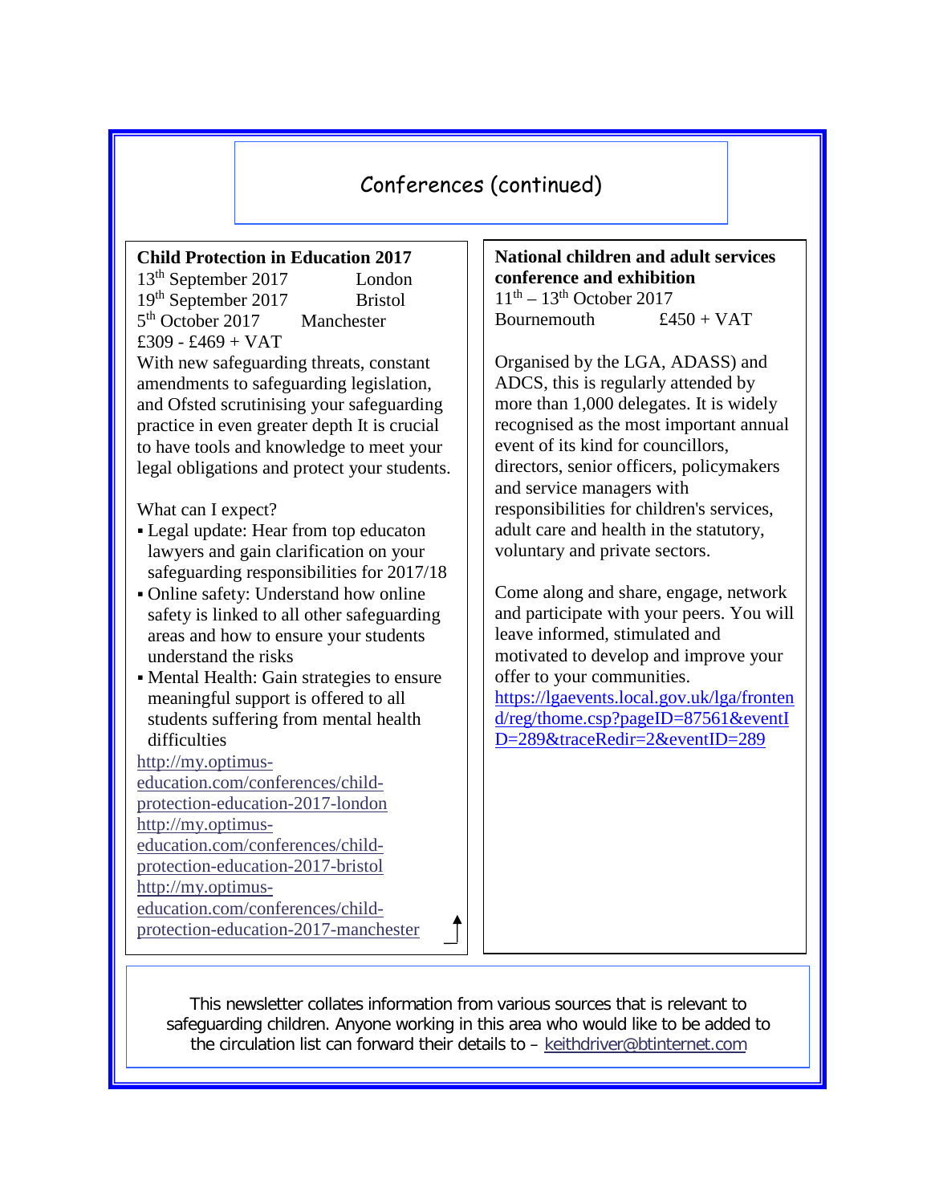# Conferences (continued)

**Child Protection in Education 2017**

13th September 2017 London
19th September 2017 Bristol
5th October 2017 Manchester
£309 - £469 + VAT

With new safeguarding threats, constant amendments to safeguarding legislation, and Ofsted scrutinising your safeguarding practice in even greater depth It is crucial to have tools and knowledge to meet your legal obligations and protect your students.

What can I expect?

- Legal update: Hear from top educaton lawyers and gain clarification on your safeguarding responsibilities for 2017/18
- Online safety: Understand how online safety is linked to all other safeguarding areas and how to ensure your students understand the risks
- Mental Health: Gain strategies to ensure meaningful support is offered to all students suffering from mental health difficulties

http://my.optimus-education.com/conferences/child-protection-education-2017-london
http://my.optimus-education.com/conferences/child-protection-education-2017-bristol
http://my.optimus-education.com/conferences/child-protection-education-2017-manchester

**National children and adult services conference and exhibition**

11th – 13th October 2017
Bournemouth £450 + VAT

Organised by the LGA, ADASS) and ADCS, this is regularly attended by more than 1,000 delegates. It is widely recognised as the most important annual event of its kind for councillors, directors, senior officers, policymakers and service managers with responsibilities for children's services, adult care and health in the statutory, voluntary and private sectors.

Come along and share, engage, network and participate with your peers. You will leave informed, stimulated and motivated to develop and improve your offer to your communities.
https://lgaevents.local.gov.uk/lga/frontend/reg/thome.csp?pageID=87561&eventID=289&traceRedir=2&eventID=289

This newsletter collates information from various sources that is relevant to safeguarding children. Anyone working in this area who would like to be added to the circulation list can forward their details to – keithdriver@btinternet.com